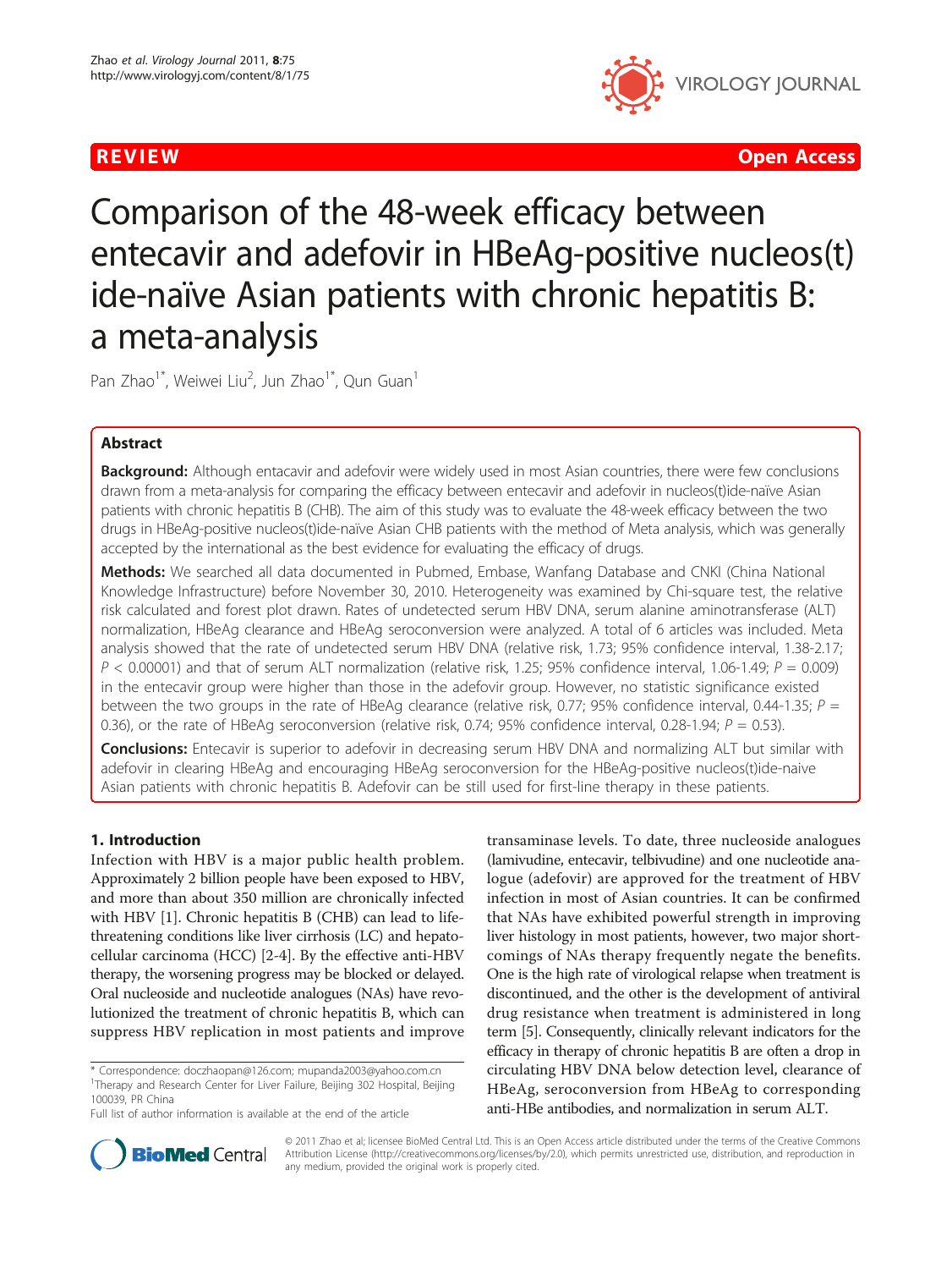REVIEW

Open Access

# Comparison of the 48-week efficacy between entecavir and adefovir in HBeAg-positive nucleos(t) ide-naïve Asian patients with chronic hepatitis B: a meta-analysis

Pan Zhao[1*], Weiwei Liu[2], Jun Zhao[1*], Qun Guan[1]

## Abstract

**Background:** Although entacavir and adefovir were widely used in most Asian countries, there were few conclusions drawn from a meta-analysis for comparing the efficacy between entecavir and adefovir in nucleos(t)ide-naïve Asian patients with chronic hepatitis B (CHB). The aim of this study was to evaluate the 48-week efficacy between the two drugs in HBeAg-positive nucleos(t)ide-naïve Asian CHB patients with the method of Meta analysis, which was generally accepted by the international as the best evidence for evaluating the efficacy of drugs.

**Methods:** We searched all data documented in Pubmed, Embase, Wanfang Database and CNKI (China National Knowledge Infrastructure) before November 30, 2010. Heterogeneity was examined by Chi-square test, the relative risk calculated and forest plot drawn. Rates of undetected serum HBV DNA, serum alanine aminotransferase (ALT) normalization, HBeAg clearance and HBeAg seroconversion were analyzed. A total of 6 articles was included. Meta analysis showed that the rate of undetected serum HBV DNA (relative risk, 1.73; 95% confidence interval, 1.38-2.17; $P < 0.00001$) and that of serum ALT normalization (relative risk, 1.25; 95% confidence interval, 1.06-1.49; $P = 0.009$) in the entecavir group were higher than those in the adefovir group. However, no statistic significance existed between the two groups in the rate of HBeAg clearance (relative risk, 0.77; 95% confidence interval, 0.44-1.35; $P = 0.36$), or the rate of HBeAg seroconversion (relative risk, 0.74; 95% confidence interval, 0.28-1.94; $P = 0.53$).

**Conclusions:** Entecavir is superior to adefovir in decreasing serum HBV DNA and normalizing ALT but similar with adefovir in clearing HBeAg and encouraging HBeAg seroconversion for the HBeAg-positive nucleos(t)ide-naive Asian patients with chronic hepatitis B. Adefovir can be still used for first-line therapy in these patients.

## 1. Introduction

Infection with HBV is a major public health problem. Approximately 2 billion people have been exposed to HBV, and more than about 350 million are chronically infected with HBV [1]. Chronic hepatitis B (CHB) can lead to life-threatening conditions like liver cirrhosis (LC) and hepatocellular carcinoma (HCC) [2-4]. By the effective anti-HBV therapy, the worsening progress may be blocked or delayed. Oral nucleoside and nucleotide analogues (NAs) have revolutionized the treatment of chronic hepatitis B, which can suppress HBV replication in most patients and improve transaminase levels. To date, three nucleoside analogues (lamivudine, entecavir, telbivudine) and one nucleotide analogue (adefovir) are approved for the treatment of HBV infection in most of Asian countries. It can be confirmed that NAs have exhibited powerful strength in improving liver histology in most patients, however, two major shortcomings of NAs therapy frequently negate the benefits. One is the high rate of virological relapse when treatment is discontinued, and the other is the development of antiviral drug resistance when treatment is administered in long term [5]. Consequently, clinically relevant indicators for the efficacy in therapy of chronic hepatitis B are often a drop in circulating HBV DNA below detection level, clearance of HBeAg, seroconversion from HBeAg to corresponding anti-HBe antibodies, and normalization in serum ALT.

\* Correspondence: doczhaopan@126.com; mupanda2003@yahoo.com.cn
[1]Therapy and Research Center for Liver Failure, Beijing 302 Hospital, Beijing 100039, PR China
Full list of author information is available at the end of the article

© 2011 Zhao et al; licensee BioMed Central Ltd. This is an Open Access article distributed under the terms of the Creative Commons Attribution License (http://creativecommons.org/licenses/by/2.0), which permits unrestricted use, distribution, and reproduction in any medium, provided the original work is properly cited.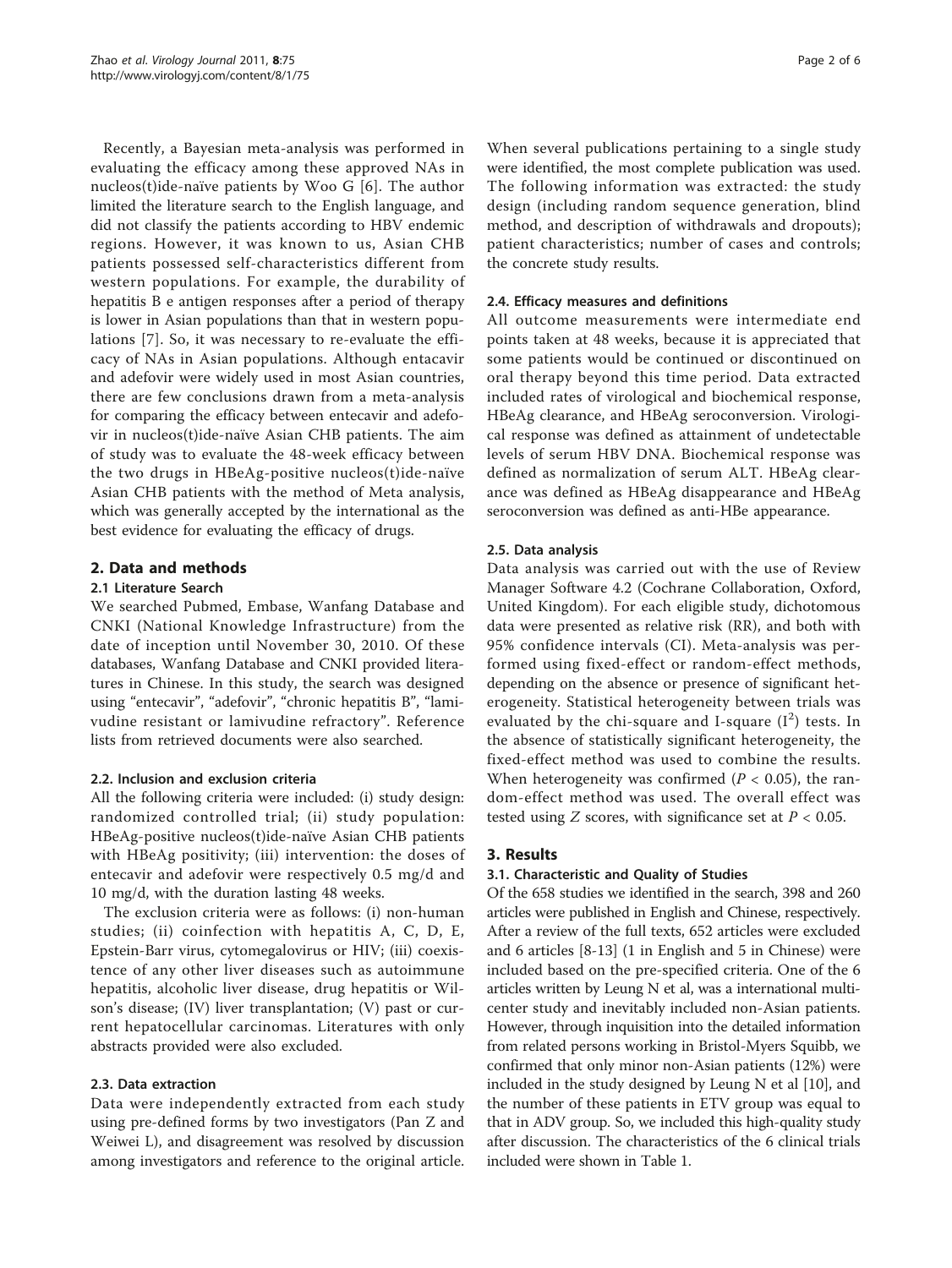Recently, a Bayesian meta-analysis was performed in evaluating the efficacy among these approved NAs in nucleos(t)ide-naïve patients by Woo G [6]. The author limited the literature search to the English language, and did not classify the patients according to HBV endemic regions. However, it was known to us, Asian CHB patients possessed self-characteristics different from western populations. For example, the durability of hepatitis B e antigen responses after a period of therapy is lower in Asian populations than that in western populations [7]. So, it was necessary to re-evaluate the efficacy of NAs in Asian populations. Although entacavir and adefovir were widely used in most Asian countries, there are few conclusions drawn from a meta-analysis for comparing the efficacy between entecavir and adefovir in nucleos(t)ide-naïve Asian CHB patients. The aim of study was to evaluate the 48-week efficacy between the two drugs in HBeAg-positive nucleos(t)ide-naïve Asian CHB patients with the method of Meta analysis, which was generally accepted by the international as the best evidence for evaluating the efficacy of drugs.

## 2. Data and methods

### 2.1 Literature Search

We searched Pubmed, Embase, Wanfang Database and CNKI (National Knowledge Infrastructure) from the date of inception until November 30, 2010. Of these databases, Wanfang Database and CNKI provided literatures in Chinese. In this study, the search was designed using "entecavir", "adefovir", "chronic hepatitis B", "lamivudine resistant or lamivudine refractory". Reference lists from retrieved documents were also searched.

### 2.2. Inclusion and exclusion criteria

All the following criteria were included: (i) study design: randomized controlled trial; (ii) study population: HBeAg-positive nucleos(t)ide-naïve Asian CHB patients with HBeAg positivity; (iii) intervention: the doses of entecavir and adefovir were respectively 0.5 mg/d and 10 mg/d, with the duration lasting 48 weeks.

The exclusion criteria were as follows: (i) non-human studies; (ii) coinfection with hepatitis A, C, D, E, Epstein-Barr virus, cytomegalovirus or HIV; (iii) coexistence of any other liver diseases such as autoimmune hepatitis, alcoholic liver disease, drug hepatitis or Wilson's disease; (IV) liver transplantation; (V) past or current hepatocellular carcinomas. Literatures with only abstracts provided were also excluded.

### 2.3. Data extraction

Data were independently extracted from each study using pre-defined forms by two investigators (Pan Z and Weiwei L), and disagreement was resolved by discussion among investigators and reference to the original article. When several publications pertaining to a single study were identified, the most complete publication was used. The following information was extracted: the study design (including random sequence generation, blind method, and description of withdrawals and dropouts); patient characteristics; number of cases and controls; the concrete study results.

### 2.4. Efficacy measures and definitions

All outcome measurements were intermediate end points taken at 48 weeks, because it is appreciated that some patients would be continued or discontinued on oral therapy beyond this time period. Data extracted included rates of virological and biochemical response, HBeAg clearance, and HBeAg seroconversion. Virological response was defined as attainment of undetectable levels of serum HBV DNA. Biochemical response was defined as normalization of serum ALT. HBeAg clearance was defined as HBeAg disappearance and HBeAg seroconversion was defined as anti-HBe appearance.

### 2.5. Data analysis

Data analysis was carried out with the use of Review Manager Software 4.2 (Cochrane Collaboration, Oxford, United Kingdom). For each eligible study, dichotomous data were presented as relative risk (RR), and both with 95% confidence intervals (CI). Meta-analysis was performed using fixed-effect or random-effect methods, depending on the absence or presence of significant heterogeneity. Statistical heterogeneity between trials was evaluated by the chi-square and I-square ($I^2$) tests. In the absence of statistically significant heterogeneity, the fixed-effect method was used to combine the results. When heterogeneity was confirmed ($P < 0.05$), the random-effect method was used. The overall effect was tested using $Z$ scores, with significance set at $P < 0.05$.

## 3. Results

### 3.1. Characteristic and Quality of Studies

Of the 658 studies we identified in the search, 398 and 260 articles were published in English and Chinese, respectively. After a review of the full texts, 652 articles were excluded and 6 articles [8-13] (1 in English and 5 in Chinese) were included based on the pre-specified criteria. One of the 6 articles written by Leung N et al, was a international multicenter study and inevitably included non-Asian patients. However, through inquisition into the detailed information from related persons working in Bristol-Myers Squibb, we confirmed that only minor non-Asian patients (12%) were included in the study designed by Leung N et al [10], and the number of these patients in ETV group was equal to that in ADV group. So, we included this high-quality study after discussion. The characteristics of the 6 clinical trials included were shown in Table 1.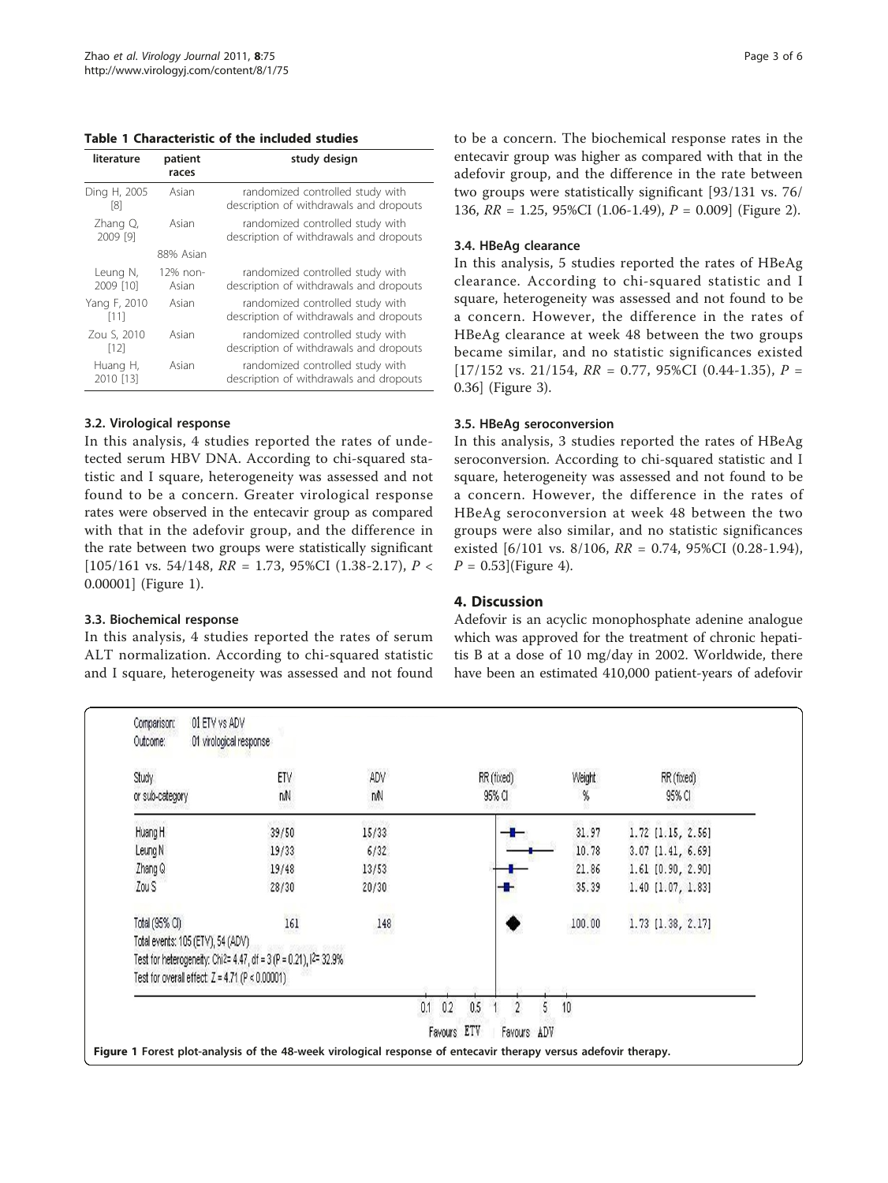**Table 1 Characteristic of the included studies**

| literature | patient races | study design |
|---|---|---|
| Ding H, 2005 [8] | Asian | randomized controlled study with description of withdrawals and dropouts |
| Zhang Q, 2009 [9] | Asian | randomized controlled study with description of withdrawals and dropouts |
| Leung N, 2009 [10] | 88% Asian 12% non-Asian | randomized controlled study with description of withdrawals and dropouts |
| Yang F, 2010 [11] | Asian | randomized controlled study with description of withdrawals and dropouts |
| Zou S, 2010 [12] | Asian | randomized controlled study with description of withdrawals and dropouts |
| Huang H, 2010 [13] | Asian | randomized controlled study with description of withdrawals and dropouts |

### 3.2. Virological response

In this analysis, 4 studies reported the rates of undetected serum HBV DNA. According to chi-squared statistic and I square, heterogeneity was assessed and not found to be a concern. Greater virological response rates were observed in the entecavir group as compared with that in the adefovir group, and the difference in the rate between two groups were statistically significant [105/161 vs. 54/148, *RR* = 1.73, 95%CI (1.38-2.17), $P < 0.00001$] (Figure 1).

### 3.3. Biochemical response

In this analysis, 4 studies reported the rates of serum ALT normalization. According to chi-squared statistic and I square, heterogeneity was assessed and not found to be a concern. The biochemical response rates in the entecavir group was higher as compared with that in the adefovir group, and the difference in the rate between two groups were statistically significant [93/131 vs. 76/136, *RR* = 1.25, 95%CI (1.06-1.49), $P = 0.009$] (Figure 2).

### 3.4. HBeAg clearance

In this analysis, 5 studies reported the rates of HBeAg clearance. According to chi-squared statistic and I square, heterogeneity was assessed and not found to be a concern. However, the difference in the rates of HBeAg clearance at week 48 between the two groups became similar, and no statistic significances existed [17/152 vs. 21/154, *RR* = 0.77, 95%CI (0.44-1.35), $P = 0.36$] (Figure 3).

### 3.5. HBeAg seroconversion

In this analysis, 3 studies reported the rates of HBeAg seroconversion. According to chi-squared statistic and I square, heterogeneity was assessed and not found to be a concern. However, the difference in the rates of HBeAg seroconversion at week 48 between the two groups were also similar, and no statistic significances existed [6/101 vs. 8/106, *RR* = 0.74, 95%CI (0.28-1.94), $P = 0.53$](Figure 4).

## 4. Discussion

Adefovir is an acyclic monophosphate adenine analogue which was approved for the treatment of chronic hepatitis B at a dose of 10 mg/day in 2002. Worldwide, there have been an estimated 410,000 patient-years of adefovir

Comparison: 01 ETV vs ADV
Outcome: 01 virological response

| Study or sub-category | ETV n/N | ADV n/N | Weight % | RR (fixed) 95% CI |
|---|---|---|---|---|
| Huang H | 39/50 | 15/33 | 31.97 | 1.72 [1.15, 2.56] |
| Leung N | 19/33 | 6/32 | 10.78 | 3.07 [1.41, 6.69] |
| Zhang Q | 19/48 | 13/53 | 21.86 | 1.61 [0.90, 2.90] |
| Zou S | 28/30 | 20/30 | 35.39 | 1.40 [1.07, 1.83] |
| Total (95% CI) | 161 | 148 | 100.00 | 1.73 [1.38, 2.17] |

Total events: 105 (ETV), 54 (ADV)
Test for heterogeneity: Chi2= 4.47, df = 3 (P = 0.21), I2= 32.9%
Test for overall effect: Z = 4.71 (P < 0.00001)

0.1 0.2 0.5 1 2 5 10
Favours ETV Favours ADV

**Figure 1** Forest plot-analysis of the 48-week virological response of entecavir therapy versus adefovir therapy.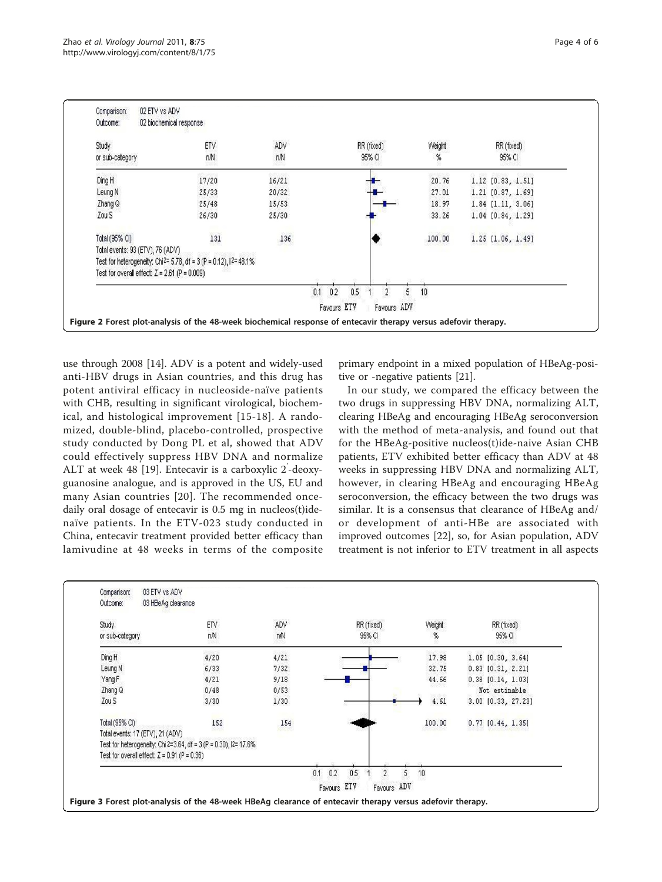| Study or sub-category | ETV n/N | ADV n/N | Weight % | RR (fixed) 95% CI |
| --- | --- | --- | --- | --- |
| Ding H | 17/20 | 16/21 | 20.76 | 1.12 [0.83, 1.51] |
| Leung N | 25/33 | 20/32 | 27.01 | 1.21 [0.87, 1.69] |
| Zhang Q | 25/48 | 15/53 | 18.97 | 1.84 [1.11, 3.06] |
| Zou S | 26/30 | 25/30 | 33.26 | 1.04 [0.84, 1.29] |
| Total (95% CI) | 131 | 136 | 100.00 | 1.25 [1.06, 1.49] |

Comparison: 02 ETV vs ADV
Outcome: 02 biochemical response

Total events: 93 (ETV), 76 (ADV)
Test for heterogeneity: Chi² = 5.78, df = 3 (P = 0.12), I² = 48.1%
Test for overall effect: Z = 2.61 (P = 0.009)

**Figure 2 Forest plot-analysis of the 48-week biochemical response of entecavir therapy versus adefovir therapy.**

use through 2008 [14]. ADV is a potent and widely-used anti-HBV drugs in Asian countries, and this drug has potent antiviral efficacy in nucleoside-naïve patients with CHB, resulting in significant virological, biochemical, and histological improvement [15-18]. A randomized, double-blind, placebo-controlled, prospective study conducted by Dong PL et al, showed that ADV could effectively suppress HBV DNA and normalize ALT at week 48 [19]. Entecavir is a carboxylic 2'-deoxyguanosine analogue, and is approved in the US, EU and many Asian countries [20]. The recommended once-daily oral dosage of entecavir is 0.5 mg in nucleos(t)ide-naïve patients. In the ETV-023 study conducted in China, entecavir treatment provided better efficacy than lamivudine at 48 weeks in terms of the composite primary endpoint in a mixed population of HBeAg-positive or -negative patients [21].

In our study, we compared the efficacy between the two drugs in suppressing HBV DNA, normalizing ALT, clearing HBeAg and encouraging HBeAg seroconversion with the method of meta-analysis, and found out that for the HBeAg-positive nucleos(t)ide-naive Asian CHB patients, ETV exhibited better efficacy than ADV at 48 weeks in suppressing HBV DNA and normalizing ALT, however, in clearing HBeAg and encouraging HBeAg seroconversion, the efficacy between the two drugs was similar. It is a consensus that clearance of HBeAg and/or development of anti-HBe are associated with improved outcomes [22], so, for Asian population, ADV treatment is not inferior to ETV treatment in all aspects

| Study or sub-category | ETV n/N | ADV n/N | Weight % | RR (fixed) 95% CI |
| --- | --- | --- | --- | --- |
| Ding H | 4/20 | 4/21 | 17.98 | 1.05 [0.30, 3.64] |
| Leung N | 6/33 | 7/32 | 32.75 | 0.83 [0.31, 2.21] |
| Yang F | 4/21 | 9/18 | 44.66 | 0.38 [0.14, 1.03] |
| Zhang Q | 0/48 | 0/53 | | Not estimable |
| Zou S | 3/30 | 1/30 | 4.61 | 3.00 [0.33, 27.23] |
| Total (95% CI) | 152 | 154 | 100.00 | 0.77 [0.44, 1.35] |

Comparison: 03 ETV vs ADV
Outcome: 03 HBeAg clearance

Total events: 17 (ETV), 21 (ADV)
Test for heterogeneity: Chi² = 3.64, df = 3 (P = 0.30), I² = 17.6%
Test for overall effect: Z = 0.91 (P = 0.36)

**Figure 3 Forest plot-analysis of the 48-week HBeAg clearance of entecavir therapy versus adefovir therapy.**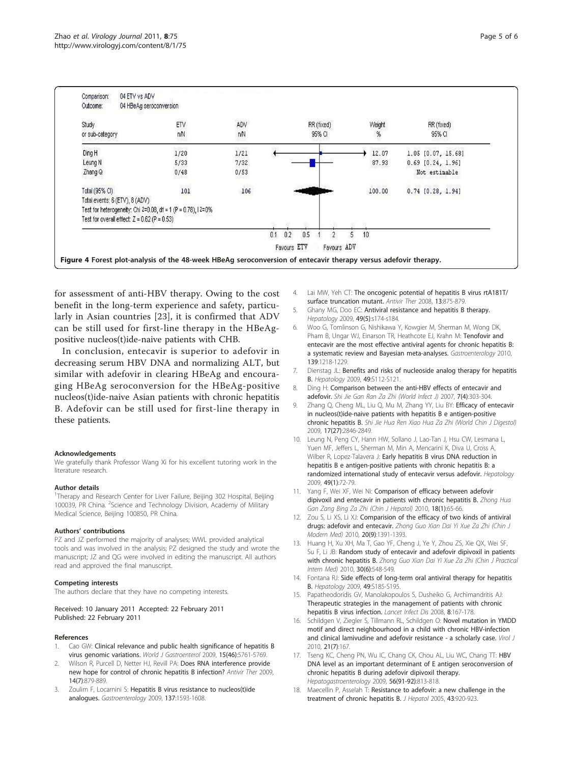Comparison: 04 ETV vs ADV
Outcome: 04 HBeAg seroconversion

| Study or sub-category | ETV n/N | ADV n/N | Weight % | RR (fixed) 95% CI |
|---|---|---|---|---|
| Ding H | 1/20 | 1/21 | 12.07 | 1.05 [0.07, 15.68] |
| Leung N | 5/33 | 7/32 | 87.93 | 0.69 [0.24, 1.96] |
| Zhang Q | 0/48 | 0/53 | | Not estimable |
| Total (95% CI) | 101 | 106 | 100.00 | 0.74 [0.28, 1.94] |

Total events: 6 (ETV), 8 (ADV)
Test for heterogeneity: Chi² = 0.08, df = 1 (P = 0.78), I² = 0%
Test for overall effect: Z = 0.62 (P = 0.53)

0.1 0.2 0.5 1 2 5 10
Favours ETV Favours ADV

**Figure 4 Forest plot-analysis of the 48-week HBeAg seroconversion of entecavir therapy versus adefovir therapy.**

for assessment of anti-HBV therapy. Owing to the cost benefit in the long-term experience and safety, particularly in Asian countries [23], it is confirmed that ADV can be still used for first-line therapy in the HBeAg-positive nucleos(t)ide-naive patients with CHB.

In conclusion, entecavir is superior to adefovir in decreasing serum HBV DNA and normalizing ALT, but similar with adefovir in clearing HBeAg and encouraging HBeAg seroconversion for the HBeAg-positive nucleos(t)ide-naive Asian patients with chronic hepatitis B. Adefovir can be still used for first-line therapy in these patients.

#### Acknowledgements
We gratefully thank Professor Wang Xi for his excellent tutoring work in the literature research.

#### Author details
[1]Therapy and Research Center for Liver Failure, Beijing 302 Hospital, Beijing 100039, PR China. [2]Science and Technology Division, Academy of Military Medical Science, Beijing 100850, PR China.

#### Authors' contributions
PZ and JZ performed the majority of analyses; WWL provided analytical tools and was involved in the analysis; PZ designed the study and wrote the manuscript; JZ and QG were involved in editing the manuscript. All authors read and approved the final manuscript.

#### Competing interests
The authors declare that they have no competing interests.

Received: 10 January 2011 Accepted: 22 February 2011
Published: 22 February 2011

#### References
1. Cao GW: **Clinical relevance and public health significance of hepatitis B virus genomic variations.** *World J Gastroenterol* 2009, **15(46)**:5761-5769.
2. Wilson R, Purcell D, Netter HJ, Revill PA: **Does RNA interference provide new hope for control of chronic hepatitis B infection?** *Antivir Ther* 2009, **14(7)**:879-889.
3. Zoulim F, Locarnini S: **Hepatitis B virus resistance to nucleos(t)ide analogues.** *Gastroenterology* 2009, **137**:1593-1608.
4. Lai MW, Yeh CT: **The oncogenic potential of hepatitis B virus rtA181T/surface truncation mutant.** *Antivir Ther* 2008, **13**:875-879.
5. Ghany MG, Doo EC: **Antiviral resistance and hepatitis B therapy.** *Hepatology* 2009, **49(5)**:s174-s184.
6. Woo G, Tomlinson G, Nishikawa Y, Kowgier M, Sherman M, Wong DK, Pham B, Ungar WJ, Einarson TR, Heathcote EJ, Krahn M: **Tenofovir and entecavir are the most effective antiviral agents for chronic hepatitis B: a systematic review and Bayesian meta-analyses.** *Gastroenterology* 2010, **139**:1218-1229.
7. Dienstag JL: **Benefits and risks of nucleoside analog therapy for hepatitis B.** *Hepatology* 2009, **49**:S112-S121.
8. Ding H: **Comparison between the anti-HBV effects of entecavir and adefovir.** *Shi Jie Gan Ran Za Zhi (World Infect J)* 2007, **7(4)**:303-304.
9. Zhang Q, Cheng ML, Liu Q, Mu M, Zhang YY, Liu BY: **Efficacy of entecavir in nucleos(t)ide-naive patients with hepatitis B e antigen-positive chronic hepatitis B.** *Shi Jie Hua Ren Xiao Hua Za Zhi (World Chin J Digestol)* 2009, **17(27)**:2846-2849.
10. Leung N, Peng CY, Hann HW, Sollano J, Lao-Tan J, Hsu CW, Lesmana L, Yuen MF, Jeffers L, Sherman M, Min A, Mencarini K, Diva U, Cross A, Wilber R, Lopez-Talavera J: **Early hepatitis B virus DNA reduction in hepatitis B e antigen-positive patients with chronic hepatitis B: a randomized international study of entecavir versus adefovir.** *Hepatology* 2009, **49(1)**:72-79.
11. Yang F, Wei XF, Wei Ni: **Comparison of efficacy between adefovir dipivoxil and entecavir in patients with chronic hepatitis B.** *Zhong Hua Gan Zang Bing Za Zhi (Chin J Hepatol)* 2010, **18(1)**:65-66.
12. Zou S, Li XS, Li XJ: **Comparision of the efficacy of two kinds of antiviral drugs: adefovir and entecavir.** *Zhong Guo Xian Dai Yi Xue Za Zhi (Chin J Modern Med)* 2010, **20(9)**:1391-1393.
13. Huang H, Xu XH, Ma T, Gao YF, Cheng J, Ye Y, Zhou ZS, Xie QX, Wei SF, Su F, Li JB: **Random study of entecavir and adefovir dipivoxil in patients with chronic hepatitis B.** *Zhong Guo Xian Dai Yi Xue Za Zhi (Chin J Practical Intern Med)* 2010, **30(6)**:548-549.
14. Fontana RJ: **Side effects of long-term oral antiviral therapy for hepatitis B.** *Hepatology* 2009, **49**:S185-S195.
15. Papatheodoridis GV, Manolakopoulos S, Dusheiko G, Archimandritis AJ: **Therapeutic strategies in the management of patients with chronic hepatitis B virus infection.** *Lancet Infect Dis* 2008, **8**:167-178.
16. Schildgen V, Ziegler S, Tillmann RL, Schildgen O: **Novel mutation in YMDD motif and direct neighbourhood in a child with chronic HBV-infection and clinical lamivudine and adefovir resistance - a scholarly case.** *Virol J* 2010, **21(7)**:167.
17. Tseng KC, Cheng PN, Wu IC, Chang CK, Chou AL, Liu WC, Chang TT: **HBV DNA level as an important determinant of E antigen seroconversion of chronic hepatitis B during adefovir dipivoxil therapy.** *Hepatogastroenterology* 2009, **56(91-92)**:813-818.
18. Maecellin P, Asselah T: **Resistance to adefovir: a new challenge in the treatment of chronic hepatitis B.** *J Hepatol* 2005, **43**:920-923.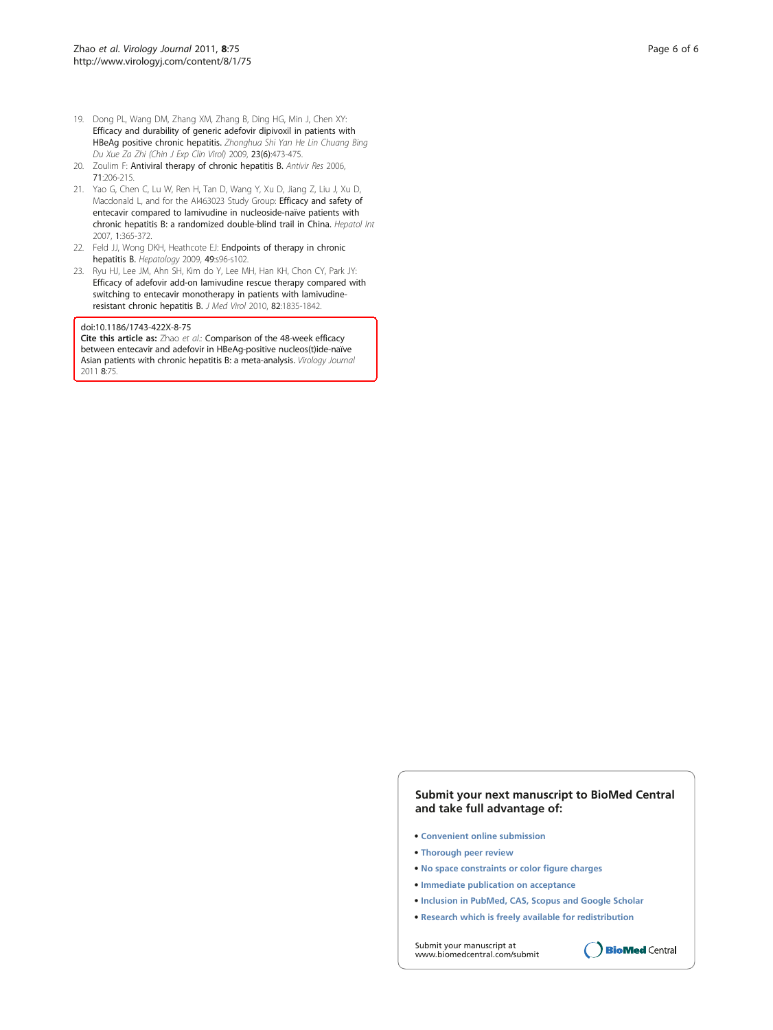19. Dong PL, Wang DM, Zhang XM, Zhang B, Ding HG, Min J, Chen XY: **Efficacy and durability of generic adefovir dipivoxil in patients with HBeAg positive chronic hepatitis.** *Zhonghua Shi Yan He Lin Chuang Bing Du Xue Za Zhi (Chin J Exp Clin Virol)* 2009, **23(6)**:473-475.
20. Zoulim F: **Antiviral therapy of chronic hepatitis B.** *Antivir Res* 2006, **71**:206-215.
21. Yao G, Chen C, Lu W, Ren H, Tan D, Wang Y, Xu D, Jiang Z, Liu J, Xu D, Macdonald L, and for the AI463023 Study Group: **Efficacy and safety of entecavir compared to lamivudine in nucleoside-naïve patients with chronic hepatitis B: a randomized double-blind trail in China.** *Hepatol Int* 2007, **1**:365-372.
22. Feld JJ, Wong DKH, Heathcote EJ: **Endpoints of therapy in chronic hepatitis B.** *Hepatology* 2009, **49**:s96-s102.
23. Ryu HJ, Lee JM, Ahn SH, Kim do Y, Lee MH, Han KH, Chon CY, Park JY: **Efficacy of adefovir add-on lamivudine rescue therapy compared with switching to entecavir monotherapy in patients with lamivudine-resistant chronic hepatitis B.** *J Med Virol* 2010, **82**:1835-1842.

doi:10.1186/1743-422X-8-75
**Cite this article as:** Zhao *et al.*: Comparison of the 48-week efficacy between entecavir and adefovir in HBeAg-positive nucleos(t)ide-naïve Asian patients with chronic hepatitis B: a meta-analysis. *Virology Journal* 2011 **8**:75.

**Submit your next manuscript to BioMed Central and take full advantage of:**

- Convenient online submission
- Thorough peer review
- No space constraints or color figure charges
- Immediate publication on acceptance
- Inclusion in PubMed, CAS, Scopus and Google Scholar
- Research which is freely available for redistribution

Submit your manuscript at www.biomedcentral.com/submit

BioMed Central